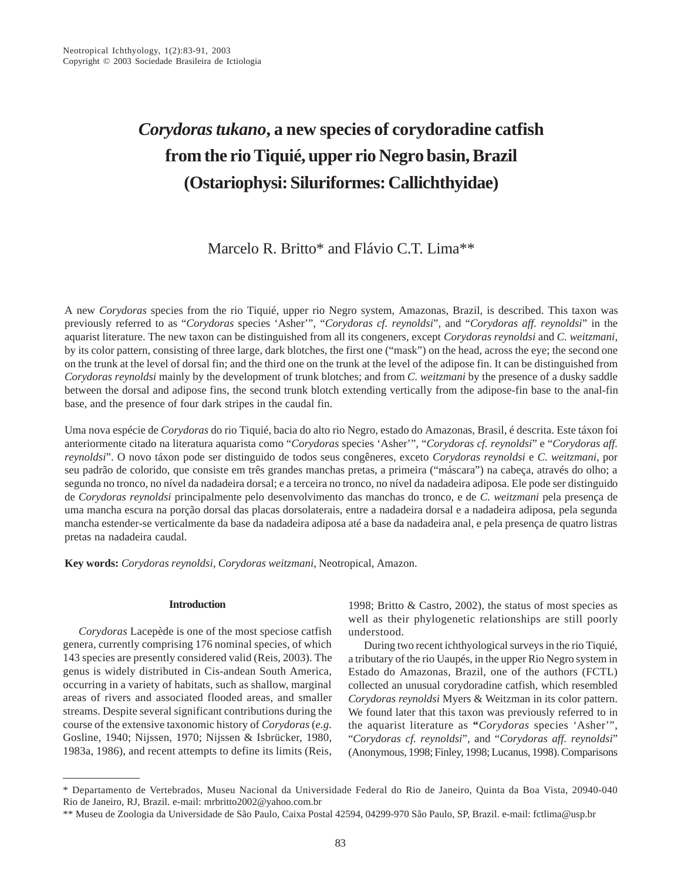# *Corydoras tukano*, a new species of corydoradine catfish from the rio Tiquié, upper rio Negro basin, Brazil (Ostariophysi: Siluriformes: Callichthyidae)

Marcelo R. Britto* and Flávio C.T. Lima**

A new *Corydoras* species from the rio Tiquié, upper rio Negro system, Amazonas, Brazil, is described. This taxon was previously referred to as "*Corydoras* species 'Asher'", "*Corydoras cf. reynoldsi*", and "*Corydoras aff. reynoldsi*" in the aquarist literature. The new taxon can be distinguished from all its congeners, except *Corydoras reynoldsi* and *C. weitzmani*, by its color pattern, consisting of three large, dark blotches, the first one ("mask") on the head, across the eye; the second one on the trunk at the level of dorsal fin; and the third one on the trunk at the level of the adipose fin. It can be distinguished from *Corydoras reynoldsi* mainly by the development of trunk blotches; and from *C. weitzmani* by the presence of a dusky saddle between the dorsal and adipose fins, the second trunk blotch extending vertically from the adipose-fin base to the anal-fin base, and the presence of four dark stripes in the caudal fin.

Uma nova espécie de *Corydoras* do rio Tiquié, bacia do alto rio Negro, estado do Amazonas, Brasil, é descrita. Este táxon foi anteriormente citado na literatura aquarista como "*Corydoras* species 'Asher'", "*Corydoras cf. reynoldsi*" e "*Corydoras aff. reynoldsi*". O novo táxon pode ser distinguido de todos seus congêneres, exceto *Corydoras reynoldsi* e *C. weitzmani*, por seu padrão de colorido, que consiste em três grandes manchas pretas, a primeira ("máscara") na cabeça, através do olho; a segunda no tronco, no nível da nadadeira dorsal; e a terceira no tronco, no nível da nadadeira adiposa. Ele pode ser distinguido de *Corydoras reynoldsi* principalmente pelo desenvolvimento das manchas do tronco, e de *C. weitzmani* pela presença de uma mancha escura na porção dorsal das placas dorsolaterais, entre a nadadeira dorsal e a nadadeira adiposa, pela segunda mancha estender-se verticalmente da base da nadadeira adiposa até a base da nadadeira anal, e pela presença de quatro listras pretas na nadadeira caudal.

**Key words:** *Corydoras reynoldsi*, *Corydoras weitzmani*, Neotropical, Amazon.

## Introduction

*Corydoras* Lacepède is one of the most speciose catfish genera, currently comprising 176 nominal species, of which 143 species are presently considered valid (Reis, 2003). The genus is widely distributed in Cis-andean South America, occurring in a variety of habitats, such as shallow, marginal areas of rivers and associated flooded areas, and smaller streams. Despite several significant contributions during the course of the extensive taxonomic history of *Corydoras* (*e.g.* Gosline, 1940; Nijssen, 1970; Nijssen & Isbrücker, 1980, 1983a, 1986), and recent attempts to define its limits (Reis, 1998; Britto & Castro, 2002), the status of most species as well as their phylogenetic relationships are still poorly understood.

During two recent ichthyological surveys in the rio Tiquié, a tributary of the rio Uaupés, in the upper Rio Negro system in Estado do Amazonas, Brazil, one of the authors (FCTL) collected an unusual corydoradine catfish, which resembled *Corydoras reynoldsi* Myers & Weitzman in its color pattern. We found later that this taxon was previously referred to in the aquarist literature as "*Corydoras* species 'Asher'", "*Corydoras cf. reynoldsi*", and "*Corydoras aff. reynoldsi*" (Anonymous, 1998; Finley, 1998; Lucanus, 1998). Comparisons

* Departamento de Vertebrados, Museu Nacional da Universidade Federal do Rio de Janeiro, Quinta da Boa Vista, 20940-040 Rio de Janeiro, RJ, Brazil. e-mail: mrbritto2002@yahoo.com.br

** Museu de Zoologia da Universidade de São Paulo, Caixa Postal 42594, 04299-970 São Paulo, SP, Brazil. e-mail: fctlima@usp.br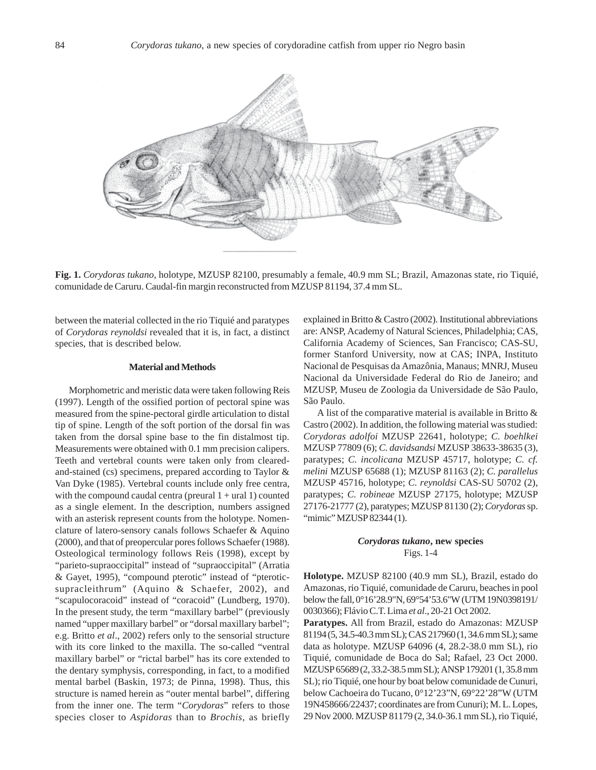**Fig. 1.** *Corydoras tukano*, holotype, MZUSP 82100, presumably a female, 40.9 mm SL; Brazil, Amazonas state, rio Tiquié, comunidade de Caruru. Caudal-fin margin reconstructed from MZUSP 81194, 37.4 mm SL.

between the material collected in the rio Tiquié and paratypes of *Corydoras reynoldsi* revealed that it is, in fact, a distinct species, that is described below.

## Material and Methods

Morphometric and meristic data were taken following Reis (1997). Length of the ossified portion of pectoral spine was measured from the spine-pectoral girdle articulation to distal tip of spine. Length of the soft portion of the dorsal fin was taken from the dorsal spine base to the fin distalmost tip. Measurements were obtained with 0.1 mm precision calipers. Teeth and vertebral counts were taken only from cleared-and-stained (cs) specimens, prepared according to Taylor & Van Dyke (1985). Vertebral counts include only free centra, with the compound caudal centra (preural 1 + ural 1) counted as a single element. In the description, numbers assigned with an asterisk represent counts from the holotype. Nomenclature of latero-sensory canals follows Schaefer & Aquino (2000), and that of preopercular pores follows Schaefer (1988). Osteological terminology follows Reis (1998), except by "parieto-supraoccipital" instead of "supraoccipital" (Arratia & Gayet, 1995), "compound pterotic" instead of "pterotic-supracleithrum" (Aquino & Schaefer, 2002), and "scapulocoracoid" instead of "coracoid" (Lundberg, 1970). In the present study, the term "maxillary barbel" (previously named "upper maxillary barbel" or "dorsal maxillary barbel"; e.g. Britto *et al*., 2002) refers only to the sensorial structure with its core linked to the maxilla. The so-called "ventral maxillary barbel" or "rictal barbel" has its core extended to the dentary symphysis, corresponding, in fact, to a modified mental barbel (Baskin, 1973; de Pinna, 1998). Thus, this structure is named herein as "outer mental barbel", differing from the inner one. The term "*Corydoras*" refers to those species closer to *Aspidoras* than to *Brochis*, as briefly explained in Britto & Castro (2002). Institutional abbreviations are: ANSP, Academy of Natural Sciences, Philadelphia; CAS, California Academy of Sciences, San Francisco; CAS-SU, former Stanford University, now at CAS; INPA, Instituto Nacional de Pesquisas da Amazônia, Manaus; MNRJ, Museu Nacional da Universidade Federal do Rio de Janeiro; and MZUSP, Museu de Zoologia da Universidade de São Paulo, São Paulo.

A list of the comparative material is available in Britto & Castro (2002). In addition, the following material was studied: *Corydoras adolfoi* MZUSP 22641, holotype; *C. boehlkei* MZUSP 77809 (6); *C. davidsandsi* MZUSP 38633-38635 (3), paratypes; *C. incolicana* MZUSP 45717, holotype; *C. cf. melini* MZUSP 65688 (1); MZUSP 81163 (2); *C. parallelus* MZUSP 45716, holotype; *C. reynoldsi* CAS-SU 50702 (2), paratypes; *C. robineae* MZUSP 27175, holotype; MZUSP 27176-21777 (2), paratypes; MZUSP 81130 (2); *Corydoras* sp. "mimic" MZUSP 82344 (1).

## *Corydoras tukano*, new species
Figs. 1-4

**Holotype.** MZUSP 82100 (40.9 mm SL), Brazil, estado do Amazonas, rio Tiquié, comunidade de Caruru, beaches in pool below the fall, 0°16'28.9"N, 69°54'53.6"W (UTM 19N0398191/0030366); Flávio C.T. Lima *et al*., 20-21 Oct 2002.

**Paratypes.** All from Brazil, estado do Amazonas: MZUSP 81194 (5, 34.5-40.3 mm SL); CAS 217960 (1, 34.6 mm SL); same data as holotype. MZUSP 64096 (4, 28.2-38.0 mm SL), rio Tiquié, comunidade de Boca do Sal; Rafael, 23 Oct 2000. MZUSP 65689 (2, 33.2-38.5 mm SL); ANSP 179201 (1, 35.8 mm SL); rio Tiquié, one hour by boat below comunidade de Cunuri, below Cachoeira do Tucano, 0°12'23"N, 69°22'28"W (UTM 19N458666/22437; coordinates are from Cunuri); M. L. Lopes, 29 Nov 2000. MZUSP 81179 (2, 34.0-36.1 mm SL), rio Tiquié,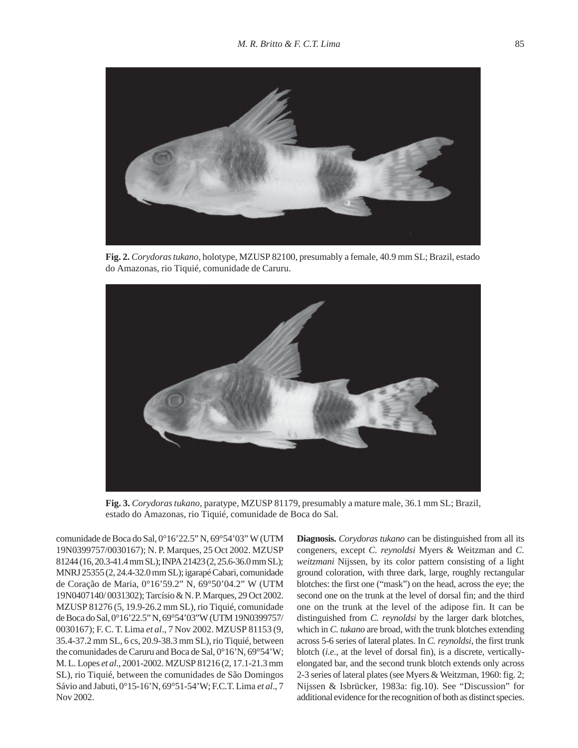**Fig. 2.** *Corydoras tukano*, holotype, MZUSP 82100, presumably a female, 40.9 mm SL; Brazil, estado do Amazonas, rio Tiquié, comunidade de Caruru.

**Fig. 3.** *Corydoras tukano*, paratype, MZUSP 81179, presumably a mature male, 36.1 mm SL; Brazil, estado do Amazonas, rio Tiquié, comunidade de Boca do Sal.

comunidade de Boca do Sal, 0°16'22.5" N, 69°54'03" W (UTM 19N0399757/0030167); N. P. Marques, 25 Oct 2002. MZUSP 81244 (16, 20.3-41.4 mm SL); INPA 21423 (2, 25.6-36.0 mm SL); MNRJ 25355 (2, 24.4-32.0 mm SL); igarapé Cabari, comunidade de Coração de Maria, 0°16'59.2" N, 69°50'04.2" W (UTM 19N0407140/ 0031302); Tarcísio & N. P. Marques, 29 Oct 2002. MZUSP 81276 (5, 19.9-26.2 mm SL), rio Tiquié, comunidade de Boca do Sal, 0°16'22.5" N, 69°54'03"W (UTM 19N0399757/ 0030167); F. C. T. Lima *et al*., 7 Nov 2002. MZUSP 81153 (9, 35.4-37.2 mm SL, 6 cs, 20.9-38.3 mm SL), rio Tiquié, between the comunidades de Caruru and Boca de Sal, 0°16'N, 69°54'W; M. L. Lopes *et al*., 2001-2002. MZUSP 81216 (2, 17.1-21.3 mm SL), rio Tiquié, between the comunidades de São Domingos Sávio and Jabuti, 0°15-16'N, 69°51-54'W; F.C.T. Lima *et al*., 7 Nov 2002.

**Diagnosis.** *Corydoras tukano* can be distinguished from all its congeners, except *C. reynoldsi* Myers & Weitzman and *C. weitzmani* Nijssen, by its color pattern consisting of a light ground coloration, with three dark, large, roughly rectangular blotches: the first one ("mask") on the head, across the eye; the second one on the trunk at the level of dorsal fin; and the third one on the trunk at the level of the adipose fin. It can be distinguished from *C. reynoldsi* by the larger dark blotches, which in *C. tukano* are broad, with the trunk blotches extending across 5-6 series of lateral plates. In *C. reynoldsi*, the first trunk blotch (*i.e.*, at the level of dorsal fin), is a discrete, vertically-elongated bar, and the second trunk blotch extends only across 2-3 series of lateral plates (see Myers & Weitzman, 1960: fig. 2; Nijssen & Isbrücker, 1983a: fig.10). See "Discussion" for additional evidence for the recognition of both as distinct species.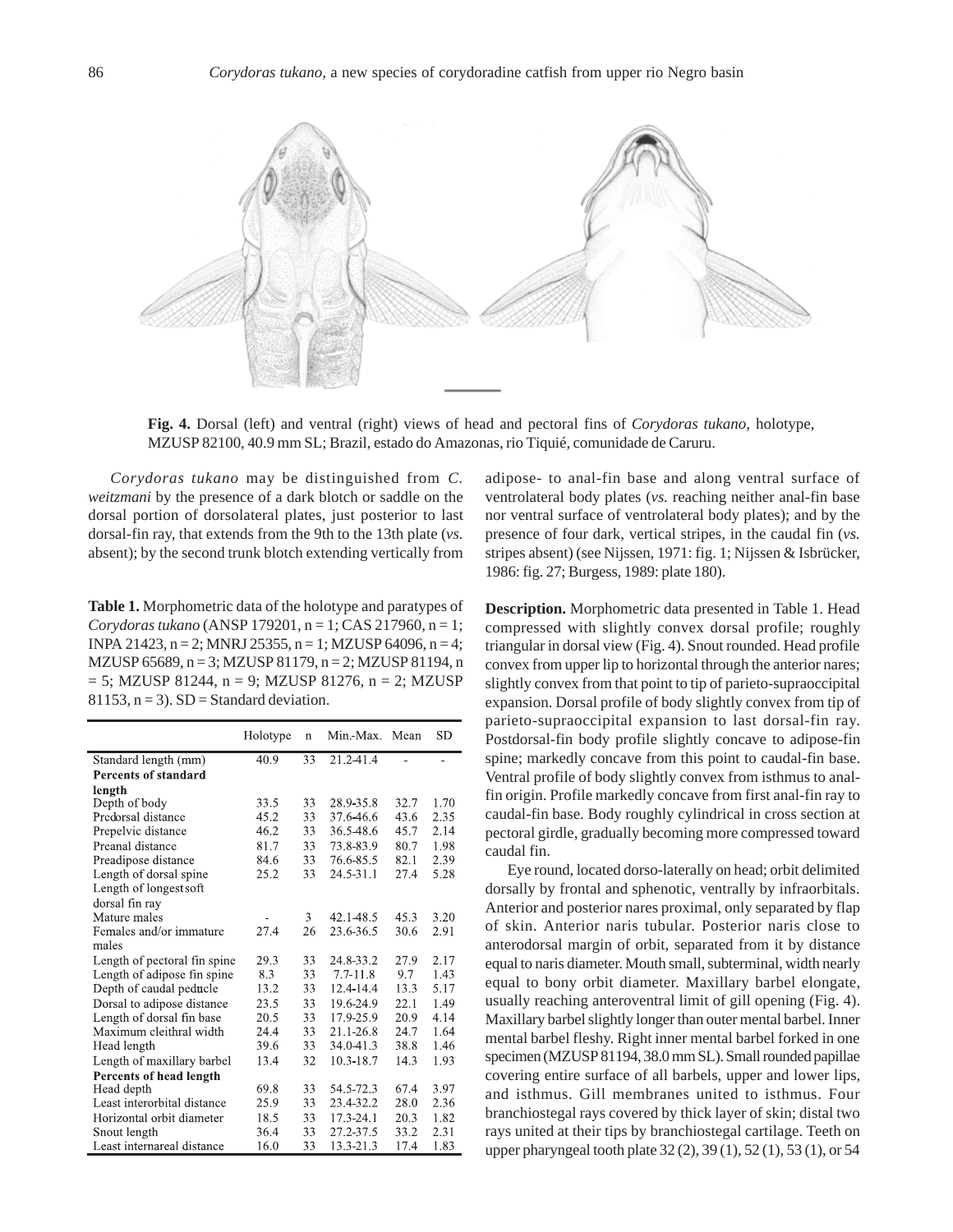**Fig. 4.** Dorsal (left) and ventral (right) views of head and pectoral fins of *Corydoras tukano*, holotype, MZUSP 82100, 40.9 mm SL; Brazil, estado do Amazonas, rio Tiquié, comunidade de Caruru.

*Corydoras tukano* may be distinguished from *C. weitzmani* by the presence of a dark blotch or saddle on the dorsal portion of dorsolateral plates, just posterior to last dorsal-fin ray, that extends from the 9th to the 13th plate (*vs.* absent); by the second trunk blotch extending vertically from adipose- to anal-fin base and along ventral surface of ventrolateral body plates (*vs.* reaching neither anal-fin base nor ventral surface of ventrolateral body plates); and by the presence of four dark, vertical stripes, in the caudal fin (*vs.* stripes absent) (see Nijssen, 1971: fig. 1; Nijssen & Isbrücker, 1986: fig. 27; Burgess, 1989: plate 180).

**Table 1.** Morphometric data of the holotype and paratypes of *Corydoras tukano* (ANSP 179201, n = 1; CAS 217960, n = 1; INPA 21423, n = 2; MNRJ 25355, n = 1; MZUSP 64096, n = 4; MZUSP 65689, n = 3; MZUSP 81179, n = 2; MZUSP 81194, n = 5; MZUSP 81244, n = 9; MZUSP 81276, n = 2; MZUSP 81153, n = 3). SD = Standard deviation.

| | Holotype | n | Min.-Max. | Mean | SD |
|---|---|---|---|---|---|
| Standard length (mm) | 40.9 | 33 | 21.2-41.4 | - | - |
| **Percents of standard length** | | | | | |
| Depth of body | 33.5 | 33 | 28.9-35.8 | 32.7 | 1.70 |
| Predorsal distance | 45.2 | 33 | 37.6-46.6 | 43.6 | 2.35 |
| Prepelvic distance | 46.2 | 33 | 36.5-48.6 | 45.7 | 2.14 |
| Preanal distance | 81.7 | 33 | 73.8-83.9 | 80.7 | 1.98 |
| Preadipose distance | 84.6 | 33 | 76.6-85.5 | 82.1 | 2.39 |
| Length of dorsal spine | 25.2 | 33 | 24.5-31.1 | 27.4 | 5.28 |
| Length of longest soft dorsal fin ray | | | | | |
| Mature males | - | 3 | 42.1-48.5 | 45.3 | 3.20 |
| Females and/or immature males | 27.4 | 26 | 23.6-36.5 | 30.6 | 2.91 |
| Length of pectoral fin spine | 29.3 | 33 | 24.8-33.2 | 27.9 | 2.17 |
| Length of adipose fin spine | 8.3 | 33 | 7.7-11.8 | 9.7 | 1.43 |
| Depth of caudal peduncle | 13.2 | 33 | 12.4-14.4 | 13.3 | 5.17 |
| Dorsal to adipose distance | 23.5 | 33 | 19.6-24.9 | 22.1 | 1.49 |
| Length of dorsal fin base | 20.5 | 33 | 17.9-25.9 | 20.9 | 4.14 |
| Maximum cleithral width | 24.4 | 33 | 21.1-26.8 | 24.7 | 1.64 |
| Head length | 39.6 | 33 | 34.0-41.3 | 38.8 | 1.46 |
| Length of maxillary barbel | 13.4 | 32 | 10.3-18.7 | 14.3 | 1.93 |
| **Percents of head length** | | | | | |
| Head depth | 69.8 | 33 | 54.5-72.3 | 67.4 | 3.97 |
| Least interorbital distance | 25.9 | 33 | 23.4-32.2 | 28.0 | 2.36 |
| Horizontal orbit diameter | 18.5 | 33 | 17.3-24.1 | 20.3 | 1.82 |
| Snout length | 36.4 | 33 | 27.2-37.5 | 33.2 | 2.31 |
| Least internareal distance | 16.0 | 33 | 13.3-21.3 | 17.4 | 1.83 |

**Description.** Morphometric data presented in Table 1. Head compressed with slightly convex dorsal profile; roughly triangular in dorsal view (Fig. 4). Snout rounded. Head profile convex from upper lip to horizontal through the anterior nares; slightly convex from that point to tip of parieto-supraoccipital expansion. Dorsal profile of body slightly convex from tip of parieto-supraoccipital expansion to last dorsal-fin ray. Postdorsal-fin body profile slightly concave to adipose-fin spine; markedly concave from this point to caudal-fin base. Ventral profile of body slightly convex from isthmus to anal-fin origin. Profile markedly concave from first anal-fin ray to caudal-fin base. Body roughly cylindrical in cross section at pectoral girdle, gradually becoming more compressed toward caudal fin.

Eye round, located dorso-laterally on head; orbit delimited dorsally by frontal and sphenotic, ventrally by infraorbitals. Anterior and posterior nares proximal, only separated by flap of skin. Anterior naris tubular. Posterior naris close to anterodorsal margin of orbit, separated from it by distance equal to naris diameter. Mouth small, subterminal, width nearly equal to bony orbit diameter. Maxillary barbel elongate, usually reaching anteroventral limit of gill opening (Fig. 4). Maxillary barbel slightly longer than outer mental barbel. Inner mental barbel fleshy. Right inner mental barbel forked in one specimen (MZUSP 81194, 38.0 mm SL). Small rounded papillae covering entire surface of all barbels, upper and lower lips, and isthmus. Gill membranes united to isthmus. Four branchiostegal rays covered by thick layer of skin; distal two rays united at their tips by branchiostegal cartilage. Teeth on upper pharyngeal tooth plate 32 (2), 39 (1), 52 (1), 53 (1), or 54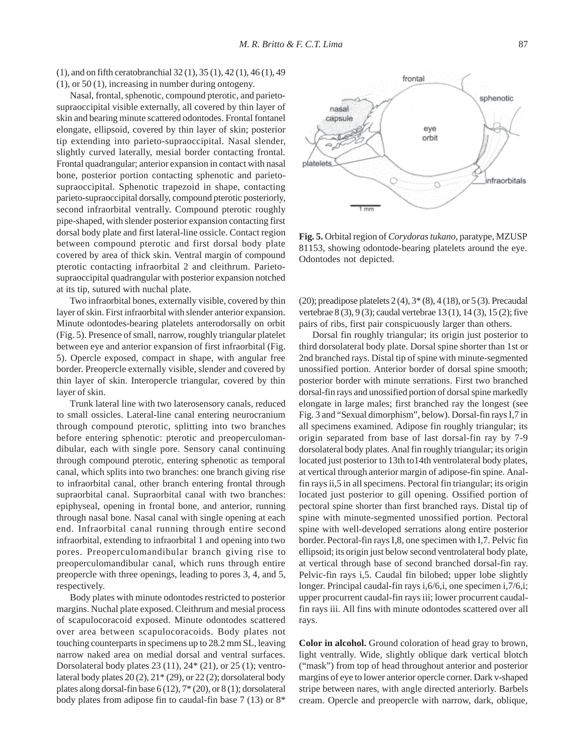(1), and on fifth ceratobranchial 32 (1), 35 (1), 42 (1), 46 (1), 49 (1), or 50 (1), increasing in number during ontogeny.

Nasal, frontal, sphenotic, compound pterotic, and parieto-supraoccipital visible externally, all covered by thin layer of skin and bearing minute scattered odontodes. Frontal fontanel elongate, ellipsoid, covered by thin layer of skin; posterior tip extending into parieto-supraoccipital. Nasal slender, slightly curved laterally, mesial border contacting frontal. Frontal quadrangular; anterior expansion in contact with nasal bone, posterior portion contacting sphenotic and parieto-supraoccipital. Sphenotic trapezoid in shape, contacting parieto-supraoccipital dorsally, compound pterotic posteriorly, second infraorbital ventrally. Compound pterotic roughly pipe-shaped, with slender posterior expansion contacting first dorsal body plate and first lateral-line ossicle. Contact region between compound pterotic and first dorsal body plate covered by area of thick skin. Ventral margin of compound pterotic contacting infraorbital 2 and cleithrum. Parieto-supraoccipital quadrangular with posterior expansion notched at its tip, sutured with nuchal plate.

Two infraorbital bones, externally visible, covered by thin layer of skin. First infraorbital with slender anterior expansion. Minute odontodes-bearing platelets anterodorsally on orbit (Fig. 5). Presence of small, narrow, roughly triangular platelet between eye and anterior expansion of first infraorbital (Fig. 5). Opercle exposed, compact in shape, with angular free border. Preopercle externally visible, slender and covered by thin layer of skin. Interopercle triangular, covered by thin layer of skin.

Trunk lateral line with two laterosensory canals, reduced to small ossicles. Lateral-line canal entering neurocranium through compound pterotic, splitting into two branches before entering sphenotic: pterotic and preoperculomandibular, each with single pore. Sensory canal continuing through compound pterotic, entering sphenotic as temporal canal, which splits into two branches: one branch giving rise to infraorbital canal, other branch entering frontal through supraorbital canal. Supraorbital canal with two branches: epiphyseal, opening in frontal bone, and anterior, running through nasal bone. Nasal canal with single opening at each end. Infraorbital canal running through entire second infraorbital, extending to infraorbital 1 and opening into two pores. Preoperculomandibular branch giving rise to preoperculomandibular canal, which runs through entire preopercle with three openings, leading to pores 3, 4, and 5, respectively.

Body plates with minute odontodes restricted to posterior margins. Nuchal plate exposed. Cleithrum and mesial process of scapulocoracoid exposed. Minute odontodes scattered over area between scapulocoracoids. Body plates not touching counterparts in specimens up to 28.2 mm SL, leaving narrow naked area on medial dorsal and ventral surfaces. Dorsolateral body plates 23 (11), 24* (21), or 25 (1); ventrolateral body plates 20 (2), 21* (29), or 22 (2); dorsolateral body plates along dorsal-fin base 6 (12), 7* (20), or 8 (1); dorsolateral body plates from adipose fin to caudal-fin base 7 (13) or 8* (20); preadipose platelets 2 (4), 3* (8), 4 (18), or 5 (3). Precaudal vertebrae 8 (3), 9 (3); caudal vertebrae 13 (1), 14 (3), 15 (2); five pairs of ribs, first pair conspicuously larger than others.

frontal

sphenotic

nasal capsule

eye orbit

platelets

infraorbitals

1 mm

**Fig. 5.** Orbital region of *Corydoras tukano*, paratype, MZUSP 81153, showing odontode-bearing platelets around the eye. Odontodes not depicted.

Dorsal fin roughly triangular; its origin just posterior to third dorsolateral body plate. Dorsal spine shorter than 1st or 2nd branched rays. Distal tip of spine with minute-segmented unossified portion. Anterior border of dorsal spine smooth; posterior border with minute serrations. First two branched dorsal-fin rays and unossified portion of dorsal spine markedly elongate in large males; first branched ray the longest (see Fig. 3 and "Sexual dimorphism", below). Dorsal-fin rays I,7 in all specimens examined. Adipose fin roughly triangular; its origin separated from base of last dorsal-fin ray by 7-9 dorsolateral body plates. Anal fin roughly triangular; its origin located just posterior to 13th to14th ventrolateral body plates, at vertical through anterior margin of adipose-fin spine. Anal-fin rays ii,5 in all specimens. Pectoral fin triangular; its origin located just posterior to gill opening. Ossified portion of pectoral spine shorter than first branched rays. Distal tip of spine with minute-segmented unossified portion. Pectoral spine with well-developed serrations along entire posterior border. Pectoral-fin rays I,8, one specimen with I,7. Pelvic fin ellipsoid; its origin just below second ventrolateral body plate, at vertical through base of second branched dorsal-fin ray. Pelvic-fin rays i,5. Caudal fin bilobed; upper lobe slightly longer. Principal caudal-fin rays i,6/6,i, one specimen i,7/6,i; upper procurrent caudal-fin rays iii; lower procurrent caudal-fin rays iii. All fins with minute odontodes scattered over all rays.

**Color in alcohol.** Ground coloration of head gray to brown, light ventrally. Wide, slightly oblique dark vertical blotch ("mask") from top of head throughout anterior and posterior margins of eye to lower anterior opercle corner. Dark v-shaped stripe between nares, with angle directed anteriorly. Barbels cream. Opercle and preopercle with narrow, dark, oblique,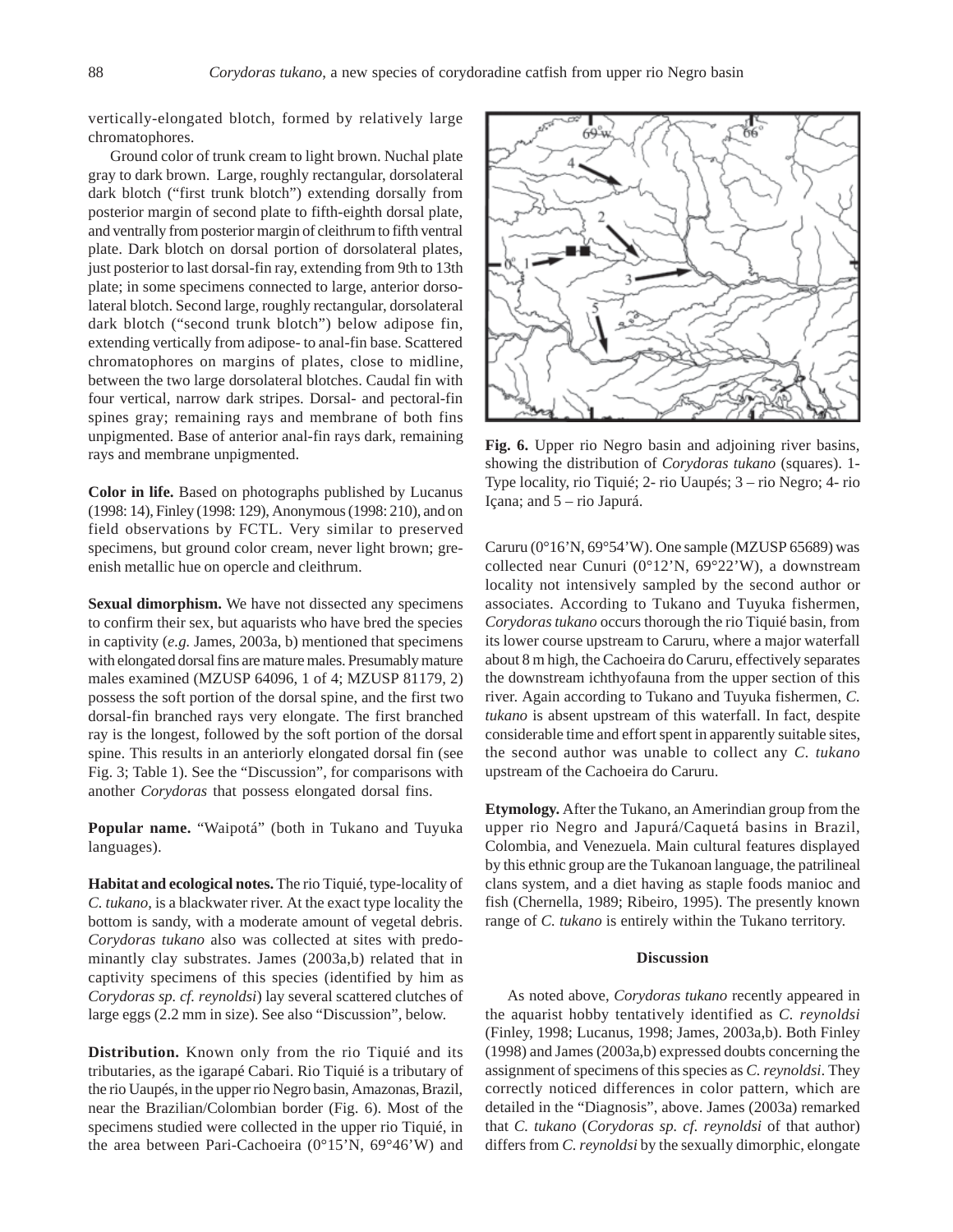vertically-elongated blotch, formed by relatively large chromatophores.

Ground color of trunk cream to light brown. Nuchal plate gray to dark brown. Large, roughly rectangular, dorsolateral dark blotch ("first trunk blotch") extending dorsally from posterior margin of second plate to fifth-eighth dorsal plate, and ventrally from posterior margin of cleithrum to fifth ventral plate. Dark blotch on dorsal portion of dorsolateral plates, just posterior to last dorsal-fin ray, extending from 9th to 13th plate; in some specimens connected to large, anterior dorsolateral blotch. Second large, roughly rectangular, dorsolateral dark blotch ("second trunk blotch") below adipose fin, extending vertically from adipose- to anal-fin base. Scattered chromatophores on margins of plates, close to midline, between the two large dorsolateral blotches. Caudal fin with four vertical, narrow dark stripes. Dorsal- and pectoral-fin spines gray; remaining rays and membrane of both fins unpigmented. Base of anterior anal-fin rays dark, remaining rays and membrane unpigmented.

**Color in life.** Based on photographs published by Lucanus (1998: 14), Finley (1998: 129), Anonymous (1998: 210), and on field observations by FCTL. Very similar to preserved specimens, but ground color cream, never light brown; greenish metallic hue on opercle and cleithrum.

**Sexual dimorphism.** We have not dissected any specimens to confirm their sex, but aquarists who have bred the species in captivity (*e.g.* James, 2003a, b) mentioned that specimens with elongated dorsal fins are mature males. Presumably mature males examined (MZUSP 64096, 1 of 4; MZUSP 81179, 2) possess the soft portion of the dorsal spine, and the first two dorsal-fin branched rays very elongate. The first branched ray is the longest, followed by the soft portion of the dorsal spine. This results in an anteriorly elongated dorsal fin (see Fig. 3; Table 1). See the "Discussion", for comparisons with another *Corydoras* that possess elongated dorsal fins.

**Popular name.** "Waipotá" (both in Tukano and Tuyuka languages).

**Habitat and ecological notes.** The rio Tiquié, type-locality of *C. tukano*, is a blackwater river. At the exact type locality the bottom is sandy, with a moderate amount of vegetal debris. *Corydoras tukano* also was collected at sites with predominantly clay substrates. James (2003a,b) related that in captivity specimens of this species (identified by him as *Corydoras sp. cf. reynoldsi*) lay several scattered clutches of large eggs (2.2 mm in size). See also "Discussion", below.

**Distribution.** Known only from the rio Tiquié and its tributaries, as the igarapé Cabari. Rio Tiquié is a tributary of the rio Uaupés, in the upper rio Negro basin, Amazonas, Brazil, near the Brazilian/Colombian border (Fig. 6). Most of the specimens studied were collected in the upper rio Tiquié, in the area between Pari-Cachoeira (0°15'N, 69°46'W) and Caruru (0°16'N, 69°54'W). One sample (MZUSP 65689) was collected near Cunuri (0°12'N, 69°22'W), a downstream locality not intensively sampled by the second author or associates. According to Tukano and Tuyuka fishermen, *Corydoras tukano* occurs thorough the rio Tiquié basin, from its lower course upstream to Caruru, where a major waterfall about 8 m high, the Cachoeira do Caruru, effectively separates the downstream ichthyofauna from the upper section of this river. Again according to Tukano and Tuyuka fishermen, *C. tukano* is absent upstream of this waterfall. In fact, despite considerable time and effort spent in apparently suitable sites, the second author was unable to collect any *C. tukano* upstream of the Cachoeira do Caruru.

**Fig. 6.** Upper rio Negro basin and adjoining river basins, showing the distribution of *Corydoras tukano* (squares). 1- Type locality, rio Tiquié; 2- rio Uaupés; 3 – rio Negro; 4- rio Içana; and 5 – rio Japurá.

**Etymology.** After the Tukano, an Amerindian group from the upper rio Negro and Japurá/Caquetá basins in Brazil, Colombia, and Venezuela. Main cultural features displayed by this ethnic group are the Tukanoan language, the patrilineal clans system, and a diet having as staple foods manioc and fish (Chernella, 1989; Ribeiro, 1995). The presently known range of *C. tukano* is entirely within the Tukano territory.

## Discussion

As noted above, *Corydoras tukano* recently appeared in the aquarist hobby tentatively identified as *C. reynoldsi* (Finley, 1998; Lucanus, 1998; James, 2003a,b). Both Finley (1998) and James (2003a,b) expressed doubts concerning the assignment of specimens of this species as *C. reynoldsi*. They correctly noticed differences in color pattern, which are detailed in the "Diagnosis", above. James (2003a) remarked that *C. tukano* (*Corydoras sp. cf. reynoldsi* of that author) differs from *C. reynoldsi* by the sexually dimorphic, elongate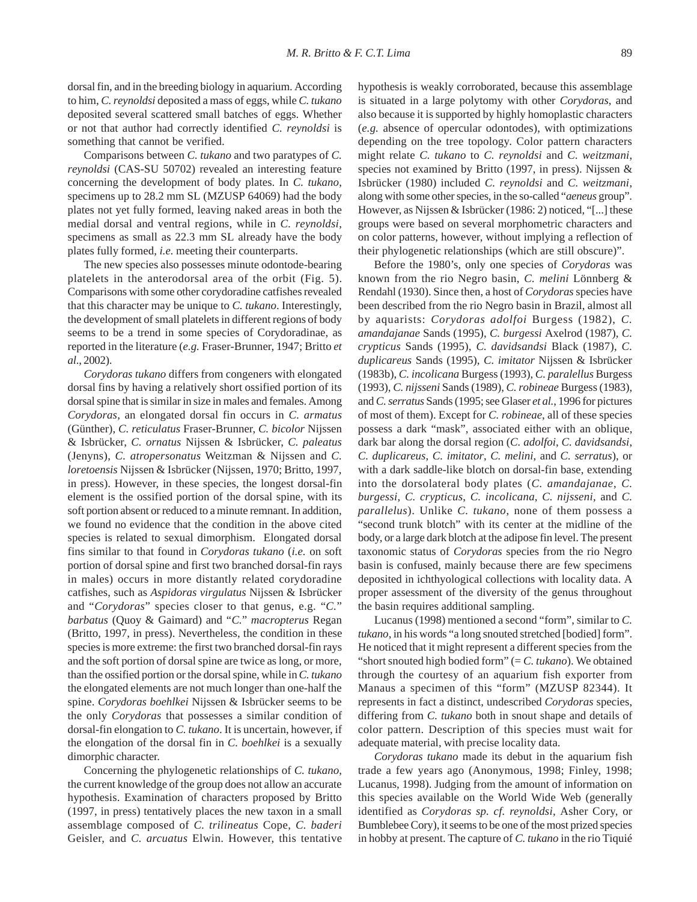dorsal fin, and in the breeding biology in aquarium. According to him, *C. reynoldsi* deposited a mass of eggs, while *C. tukano* deposited several scattered small batches of eggs. Whether or not that author had correctly identified *C. reynoldsi* is something that cannot be verified.

Comparisons between *C. tukano* and two paratypes of *C. reynoldsi* (CAS-SU 50702) revealed an interesting feature concerning the development of body plates. In *C. tukano*, specimens up to 28.2 mm SL (MZUSP 64069) had the body plates not yet fully formed, leaving naked areas in both the medial dorsal and ventral regions, while in *C. reynoldsi*, specimens as small as 22.3 mm SL already have the body plates fully formed, *i.e.* meeting their counterparts.

The new species also possesses minute odontode-bearing platelets in the anterodorsal area of the orbit (Fig. 5). Comparisons with some other corydoradine catfishes revealed that this character may be unique to *C. tukano*. Interestingly, the development of small platelets in different regions of body seems to be a trend in some species of Corydoradinae, as reported in the literature (*e.g.* Fraser-Brunner, 1947; Britto *et al.*, 2002).

*Corydoras tukano* differs from congeners with elongated dorsal fins by having a relatively short ossified portion of its dorsal spine that is similar in size in males and females. Among *Corydoras*, an elongated dorsal fin occurs in *C. armatus* (Günther), *C. reticulatus* Fraser-Brunner, *C. bicolor* Nijssen & Isbrücker, *C. ornatus* Nijssen & Isbrücker, *C. paleatus* (Jenyns), *C. atropersonatus* Weitzman & Nijssen and *C. loretoensis* Nijssen & Isbrücker (Nijssen, 1970; Britto, 1997, in press). However, in these species, the longest dorsal-fin element is the ossified portion of the dorsal spine, with its soft portion absent or reduced to a minute remnant. In addition, we found no evidence that the condition in the above cited species is related to sexual dimorphism. Elongated dorsal fins similar to that found in *Corydoras tukano* (*i.e.* on soft portion of dorsal spine and first two branched dorsal-fin rays in males) occurs in more distantly related corydoradine catfishes, such as *Aspidoras virgulatus* Nijssen & Isbrücker and "*Corydoras*" species closer to that genus, e.g. "*C.*" *barbatus* (Quoy & Gaimard) and "*C.*" *macropterus* Regan (Britto, 1997, in press). Nevertheless, the condition in these species is more extreme: the first two branched dorsal-fin rays and the soft portion of dorsal spine are twice as long, or more, than the ossified portion or the dorsal spine, while in *C. tukano* the elongated elements are not much longer than one-half the spine. *Corydoras boehlkei* Nijssen & Isbrücker seems to be the only *Corydoras* that possesses a similar condition of dorsal-fin elongation to *C. tukano*. It is uncertain, however, if the elongation of the dorsal fin in *C. boehlkei* is a sexually dimorphic character.

Concerning the phylogenetic relationships of *C. tukano*, the current knowledge of the group does not allow an accurate hypothesis. Examination of characters proposed by Britto (1997, in press) tentatively places the new taxon in a small assemblage composed of *C. trilineatus* Cope, *C. baderi* Geisler, and *C. arcuatus* Elwin. However, this tentative hypothesis is weakly corroborated, because this assemblage is situated in a large polytomy with other *Corydoras*, and also because it is supported by highly homoplastic characters (*e.g.* absence of opercular odontodes), with optimizations depending on the tree topology. Color pattern characters might relate *C. tukano* to *C. reynoldsi* and *C. weitzmani*, species not examined by Britto (1997, in press). Nijssen & Isbrücker (1980) included *C. reynoldsi* and *C. weitzmani*, along with some other species, in the so-called "*aeneus* group". However, as Nijssen & Isbrücker (1986: 2) noticed, "[...] these groups were based on several morphometric characters and on color patterns, however, without implying a reflection of their phylogenetic relationships (which are still obscure)".

Before the 1980's, only one species of *Corydoras* was known from the rio Negro basin, *C. melini* Lönnberg & Rendahl (1930). Since then, a host of *Corydoras* species have been described from the rio Negro basin in Brazil, almost all by aquarists: *Corydoras adolfoi* Burgess (1982), *C. amandajanae* Sands (1995), *C. burgessi* Axelrod (1987), *C. crypticus* Sands (1995), *C. davidsandsi* Black (1987), *C. duplicareus* Sands (1995), *C. imitator* Nijssen & Isbrücker (1983b), *C. incolicana* Burgess (1993), *C. paralellus* Burgess (1993), *C. nijsseni* Sands (1989), *C. robineae* Burgess (1983), and *C. serratus* Sands (1995; see Glaser *et al.*, 1996 for pictures of most of them). Except for *C. robineae*, all of these species possess a dark "mask", associated either with an oblique, dark bar along the dorsal region (*C. adolfoi*, *C. davidsandsi*, *C. duplicareus*, *C. imitator*, *C. melini*, and *C. serratus*), or with a dark saddle-like blotch on dorsal-fin base, extending into the dorsolateral body plates (*C. amandajanae*, *C. burgessi*, *C. crypticus*, *C. incolicana*, *C. nijsseni*, and *C. parallelus*). Unlike *C. tukano*, none of them possess a "second trunk blotch" with its center at the midline of the body, or a large dark blotch at the adipose fin level. The present taxonomic status of *Corydoras* species from the rio Negro basin is confused, mainly because there are few specimens deposited in ichthyological collections with locality data. A proper assessment of the diversity of the genus throughout the basin requires additional sampling.

Lucanus (1998) mentioned a second "form", similar to *C. tukano*, in his words "a long snouted stretched [bodied] form". He noticed that it might represent a different species from the "short snouted high bodied form" (= *C. tukano*). We obtained through the courtesy of an aquarium fish exporter from Manaus a specimen of this "form" (MZUSP 82344). It represents in fact a distinct, undescribed *Corydoras* species, differing from *C. tukano* both in snout shape and details of color pattern. Description of this species must wait for adequate material, with precise locality data.

*Corydoras tukano* made its debut in the aquarium fish trade a few years ago (Anonymous, 1998; Finley, 1998; Lucanus, 1998). Judging from the amount of information on this species available on the World Wide Web (generally identified as *Corydoras sp. cf. reynoldsi*, Asher Cory, or Bumblebee Cory), it seems to be one of the most prized species in hobby at present. The capture of *C. tukano* in the rio Tiquié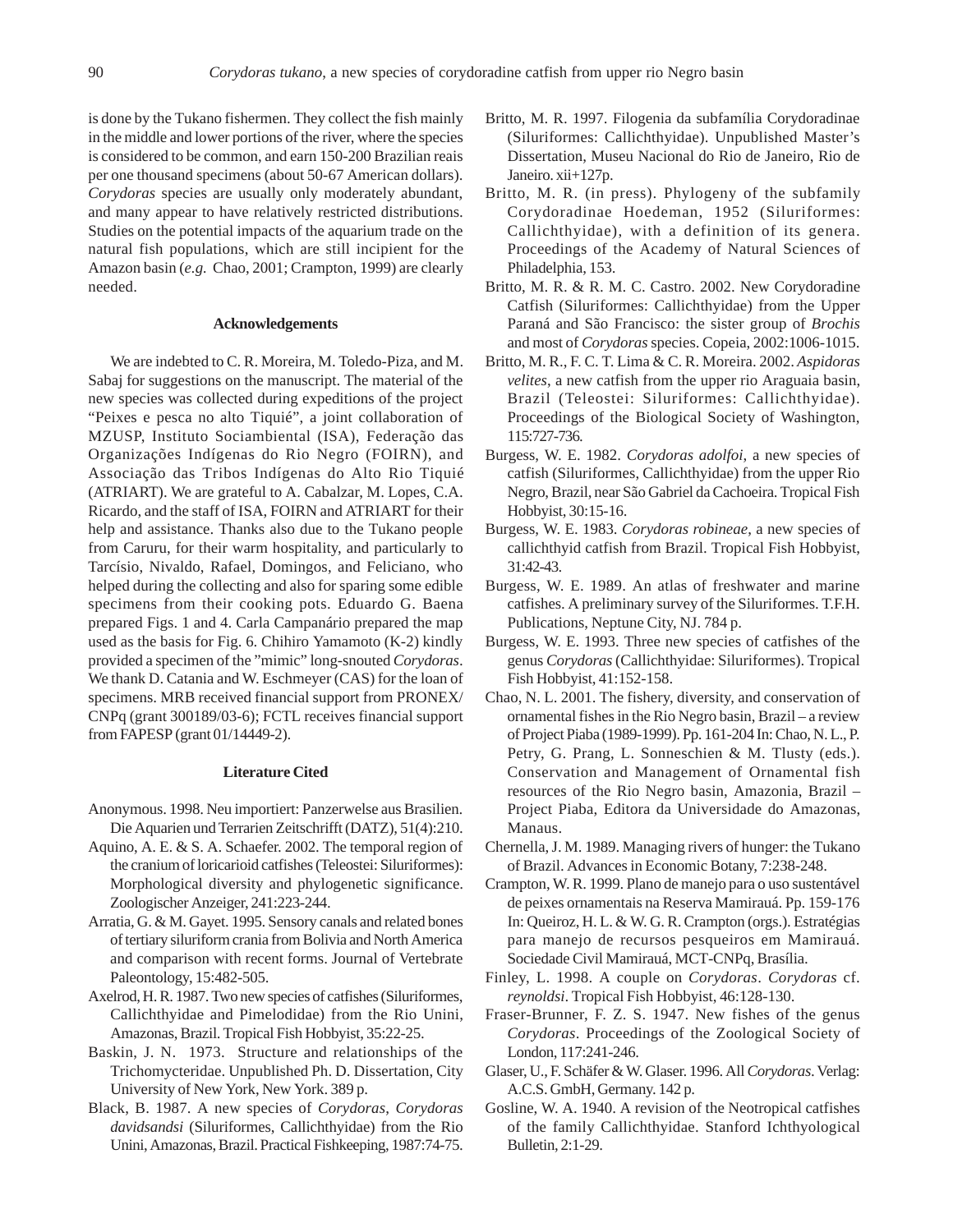is done by the Tukano fishermen. They collect the fish mainly in the middle and lower portions of the river, where the species is considered to be common, and earn 150-200 Brazilian reais per one thousand specimens (about 50-67 American dollars). *Corydoras* species are usually only moderately abundant, and many appear to have relatively restricted distributions. Studies on the potential impacts of the aquarium trade on the natural fish populations, which are still incipient for the Amazon basin (*e.g.* Chao, 2001; Crampton, 1999) are clearly needed.

### Acknowledgements

We are indebted to C. R. Moreira, M. Toledo-Piza, and M. Sabaj for suggestions on the manuscript. The material of the new species was collected during expeditions of the project "Peixes e pesca no alto Tiquié", a joint collaboration of MZUSP, Instituto Sociambiental (ISA), Federação das Organizações Indígenas do Rio Negro (FOIRN), and Associação das Tribos Indígenas do Alto Rio Tiquié (ATRIART). We are grateful to A. Cabalzar, M. Lopes, C.A. Ricardo, and the staff of ISA, FOIRN and ATRIART for their help and assistance. Thanks also due to the Tukano people from Caruru, for their warm hospitality, and particularly to Tarcísio, Nivaldo, Rafael, Domingos, and Feliciano, who helped during the collecting and also for sparing some edible specimens from their cooking pots. Eduardo G. Baena prepared Figs. 1 and 4. Carla Campanário prepared the map used as the basis for Fig. 6. Chihiro Yamamoto (K-2) kindly provided a specimen of the "mimic" long-snouted *Corydoras*. We thank D. Catania and W. Eschmeyer (CAS) for the loan of specimens. MRB received financial support from PRONEX/CNPq (grant 300189/03-6); FCTL receives financial support from FAPESP (grant 01/14449-2).

### Literature Cited

Anonymous. 1998. Neu importiert: Panzerwelse aus Brasilien. Die Aquarien und Terrarien Zeitschrifft (DATZ), 51(4):210.

Aquino, A. E. & S. A. Schaefer. 2002. The temporal region of the cranium of loricarioid catfishes (Teleostei: Siluriformes): Morphological diversity and phylogenetic significance. Zoologischer Anzeiger, 241:223-244.

Arratia, G. & M. Gayet. 1995. Sensory canals and related bones of tertiary siluriform crania from Bolivia and North America and comparison with recent forms. Journal of Vertebrate Paleontology, 15:482-505.

Axelrod, H. R. 1987. Two new species of catfishes (Siluriformes, Callichthyidae and Pimelodidae) from the Rio Unini, Amazonas, Brazil. Tropical Fish Hobbyist, 35:22-25.

Baskin, J. N. 1973. Structure and relationships of the Trichomycteridae. Unpublished Ph. D. Dissertation, City University of New York, New York. 389 p.

Black, B. 1987. A new species of *Corydoras*, *Corydoras davidsandsi* (Siluriformes, Callichthyidae) from the Rio Unini, Amazonas, Brazil. Practical Fishkeeping, 1987:74-75.

Britto, M. R. 1997. Filogenia da subfamília Corydoradinae (Siluriformes: Callichthyidae). Unpublished Master's Dissertation, Museu Nacional do Rio de Janeiro, Rio de Janeiro. xii+127p.

Britto, M. R. (in press). Phylogeny of the subfamily Corydoradinae Hoedeman, 1952 (Siluriformes: Callichthyidae), with a definition of its genera. Proceedings of the Academy of Natural Sciences of Philadelphia, 153.

Britto, M. R. & R. M. C. Castro. 2002. New Corydoradine Catfish (Siluriformes: Callichthyidae) from the Upper Paraná and São Francisco: the sister group of *Brochis* and most of *Corydoras* species. Copeia, 2002:1006-1015.

Britto, M. R., F. C. T. Lima & C. R. Moreira. 2002. *Aspidoras velites*, a new catfish from the upper rio Araguaia basin, Brazil (Teleostei: Siluriformes: Callichthyidae). Proceedings of the Biological Society of Washington, 115:727-736.

Burgess, W. E. 1982. *Corydoras adolfoi*, a new species of catfish (Siluriformes, Callichthyidae) from the upper Rio Negro, Brazil, near São Gabriel da Cachoeira. Tropical Fish Hobbyist, 30:15-16.

Burgess, W. E. 1983. *Corydoras robineae*, a new species of callichthyid catfish from Brazil. Tropical Fish Hobbyist, 31:42-43.

Burgess, W. E. 1989. An atlas of freshwater and marine catfishes. A preliminary survey of the Siluriformes. T.F.H. Publications, Neptune City, NJ. 784 p.

Burgess, W. E. 1993. Three new species of catfishes of the genus *Corydoras* (Callichthyidae: Siluriformes). Tropical Fish Hobbyist, 41:152-158.

Chao, N. L. 2001. The fishery, diversity, and conservation of ornamental fishes in the Rio Negro basin, Brazil – a review of Project Piaba (1989-1999). Pp. 161-204 In: Chao, N. L., P. Petry, G. Prang, L. Sonneschien & M. Tlusty (eds.). Conservation and Management of Ornamental fish resources of the Rio Negro basin, Amazonia, Brazil – Project Piaba, Editora da Universidade do Amazonas, Manaus.

Chernella, J. M. 1989. Managing rivers of hunger: the Tukano of Brazil. Advances in Economic Botany, 7:238-248.

Crampton, W. R. 1999. Plano de manejo para o uso sustentável de peixes ornamentais na Reserva Mamirauá. Pp. 159-176 In: Queiroz, H. L. & W. G. R. Crampton (orgs.). Estratégias para manejo de recursos pesqueiros em Mamirauá. Sociedade Civil Mamirauá, MCT-CNPq, Brasília.

Finley, L. 1998. A couple on *Corydoras*. *Corydoras* cf. *reynoldsi*. Tropical Fish Hobbyist, 46:128-130.

Fraser-Brunner, F. Z. S. 1947. New fishes of the genus *Corydoras*. Proceedings of the Zoological Society of London, 117:241-246.

Glaser, U., F. Schäfer & W. Glaser. 1996. All *Corydoras*. Verlag: A.C.S. GmbH, Germany. 142 p.

Gosline, W. A. 1940. A revision of the Neotropical catfishes of the family Callichthyidae. Stanford Ichthyological Bulletin, 2:1-29.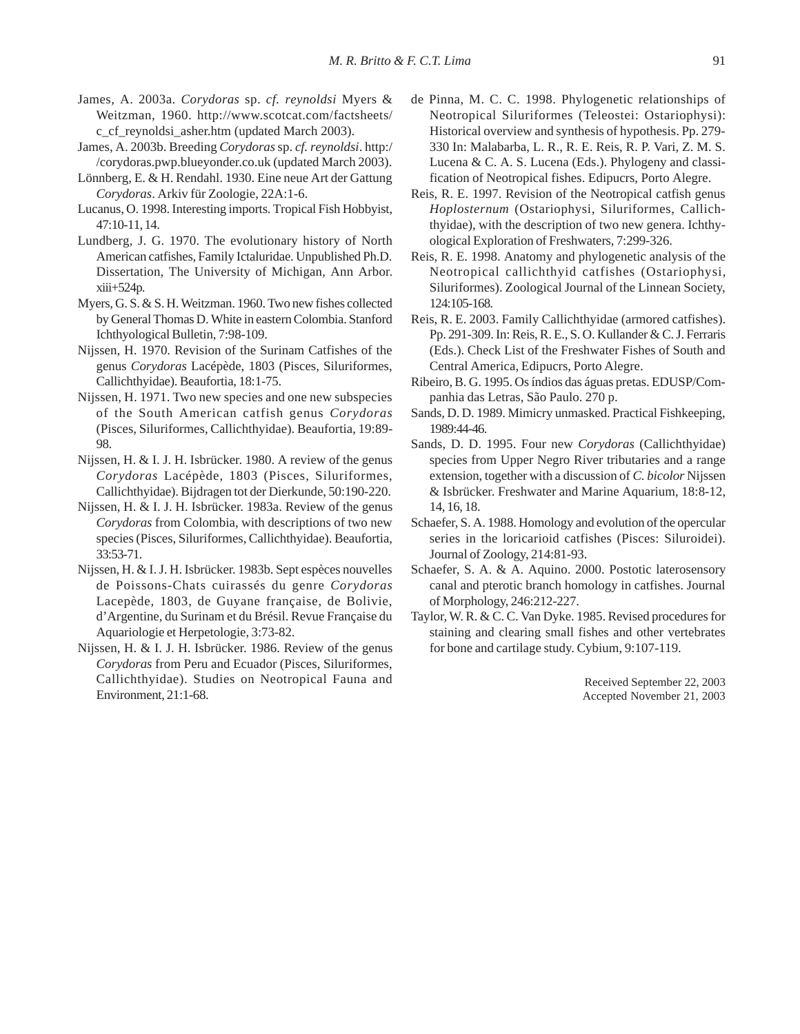James, A. 2003a. *Corydoras* sp. *cf. reynoldsi* Myers & Weitzman, 1960. http://www.scotcat.com/factsheets/c_cf_reynoldsi_asher.htm (updated March 2003).

James, A. 2003b. Breeding *Corydoras* sp. *cf. reynoldsi*. http://corydoras.pwp.blueyonder.co.uk (updated March 2003).

Lönnberg, E. & H. Rendahl. 1930. Eine neue Art der Gattung *Corydoras*. Arkiv für Zoologie, 22A:1-6.

Lucanus, O. 1998. Interesting imports. Tropical Fish Hobbyist, 47:10-11, 14.

Lundberg, J. G. 1970. The evolutionary history of North American catfishes, Family Ictaluridae. Unpublished Ph.D. Dissertation, The University of Michigan, Ann Arbor. xiii+524p.

Myers, G. S. & S. H. Weitzman. 1960. Two new fishes collected by General Thomas D. White in eastern Colombia. Stanford Ichthyological Bulletin, 7:98-109.

Nijssen, H. 1970. Revision of the Surinam Catfishes of the genus *Corydoras* Lacépède, 1803 (Pisces, Siluriformes, Callichthyidae). Beaufortia, 18:1-75.

Nijssen, H. 1971. Two new species and one new subspecies of the South American catfish genus *Corydoras* (Pisces, Siluriformes, Callichthyidae). Beaufortia, 19:89-98.

Nijssen, H. & I. J. H. Isbrücker. 1980. A review of the genus *Corydoras* Lacépède, 1803 (Pisces, Siluriformes, Callichthyidae). Bijdragen tot der Dierkunde, 50:190-220.

Nijssen, H. & I. J. H. Isbrücker. 1983a. Review of the genus *Corydoras* from Colombia, with descriptions of two new species (Pisces, Siluriformes, Callichthyidae). Beaufortia, 33:53-71.

Nijssen, H. & I. J. H. Isbrücker. 1983b. Sept espèces nouvelles de Poissons-Chats cuirassés du genre *Corydoras* Lacepède, 1803, de Guyane française, de Bolivie, d'Argentine, du Surinam et du Brésil. Revue Française du Aquariologie et Herpetologie, 3:73-82.

Nijssen, H. & I. J. H. Isbrücker. 1986. Review of the genus *Corydoras* from Peru and Ecuador (Pisces, Siluriformes, Callichthyidae). Studies on Neotropical Fauna and Environment, 21:1-68.

de Pinna, M. C. C. 1998. Phylogenetic relationships of Neotropical Siluriformes (Teleostei: Ostariophysi): Historical overview and synthesis of hypothesis. Pp. 279-330 In: Malabarba, L. R., R. E. Reis, R. P. Vari, Z. M. S. Lucena & C. A. S. Lucena (Eds.). Phylogeny and classification of Neotropical fishes. Edipucrs, Porto Alegre.

Reis, R. E. 1997. Revision of the Neotropical catfish genus *Hoplosternum* (Ostariophysi, Siluriformes, Callichthyidae), with the description of two new genera. Ichthyological Exploration of Freshwaters, 7:299-326.

Reis, R. E. 1998. Anatomy and phylogenetic analysis of the Neotropical callichthyid catfishes (Ostariophysi, Siluriformes). Zoological Journal of the Linnean Society, 124:105-168.

Reis, R. E. 2003. Family Callichthyidae (armored catfishes). Pp. 291-309. In: Reis, R. E., S. O. Kullander & C. J. Ferraris (Eds.). Check List of the Freshwater Fishes of South and Central America, Edipucrs, Porto Alegre.

Ribeiro, B. G. 1995. Os índios das águas pretas. EDUSP/Companhia das Letras, São Paulo. 270 p.

Sands, D. D. 1989. Mimicry unmasked. Practical Fishkeeping, 1989:44-46.

Sands, D. D. 1995. Four new *Corydoras* (Callichthyidae) species from Upper Negro River tributaries and a range extension, together with a discussion of *C. bicolor* Nijssen & Isbrücker. Freshwater and Marine Aquarium, 18:8-12, 14, 16, 18.

Schaefer, S. A. 1988. Homology and evolution of the opercular series in the loricarioid catfishes (Pisces: Siluroidei). Journal of Zoology, 214:81-93.

Schaefer, S. A. & A. Aquino. 2000. Postotic laterosensory canal and pterotic branch homology in catfishes. Journal of Morphology, 246:212-227.

Taylor, W. R. & C. C. Van Dyke. 1985. Revised procedures for staining and clearing small fishes and other vertebrates for bone and cartilage study. Cybium, 9:107-119.

Received September 22, 2003
Accepted November 21, 2003